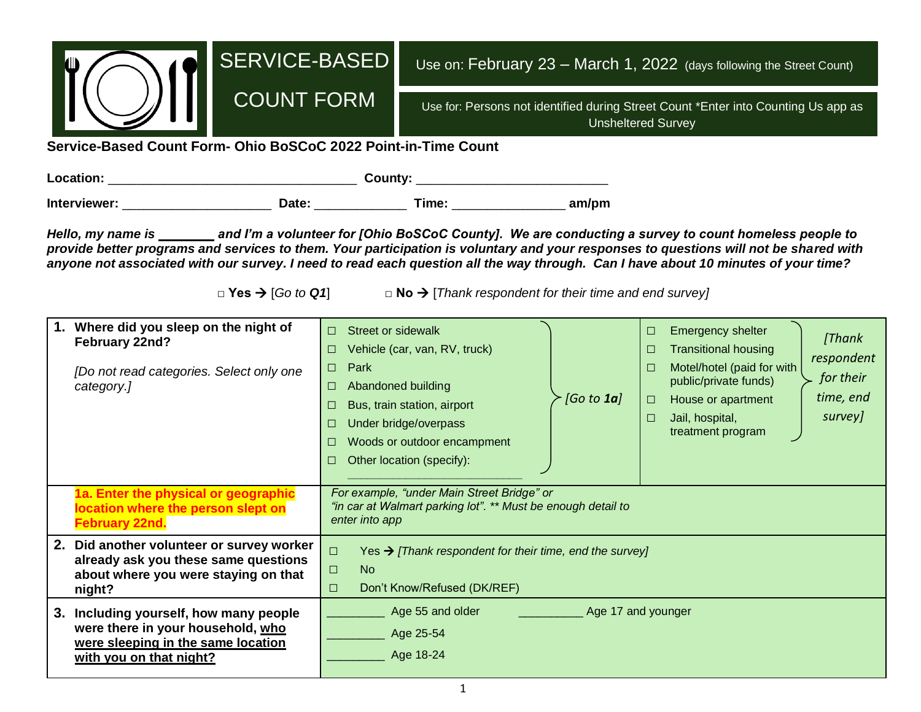# SERVICE-BASED COUNT FORM

Use on: February 23 – March 1, 2022 (days following the Street Count)

Use for: Persons not identified during Street Count *Enter into Counting Us app as Unsheltered Survey

**Service-Based Count Form- Ohio BoSCoC 2022 Point-in-Time Count**

**Location:** ___________________________________ **County:** __________________________

**Interviewer:** _____________________ **Date:** _____________ **Time:** _______________ **am/pm**

***Hello, my name is ________ and I'm a volunteer for [Ohio BoSCoC County]. We are conducting a survey to count homeless people to provide better programs and services to them. Your participation is voluntary and your responses to questions will not be shared with anyone not associated with our survey. I need to read each question all the way through. Can I have about 10 minutes of your time?***

□ **Yes** → [*Go to **Q1***] □ **No** → [*Thank respondent for their time and end survey*]

| Question | Responses | |
|---|---|---|
| **1. Where did you sleep on the night of February 22nd?** *[Do not read categories. Select only one category.]* | ☐ Street or sidewalk<br>☐ Vehicle (car, van, RV, truck)<br>☐ Park<br>☐ Abandoned building<br>☐ Bus, train station, airport<br>☐ Under bridge/overpass<br>☐ Woods or outdoor encampment<br>☐ Other location (specify): ___________________________<br>*[Go to **1a**]* | ☐ Emergency shelter<br>☐ Transitional housing<br>☐ Motel/hotel (paid for with public/private funds)<br>☐ House or apartment<br>☐ Jail, hospital, treatment program<br>*[Thank respondent for their time, end survey]* |
| **1a. Enter the physical or geographic location where the person slept on February 22nd.** | *For example, "under Main Street Bridge" or "in car at Walmart parking lot". ** Must be enough detail to enter into app* | |
| **2. Did another volunteer or survey worker already ask you these same questions about where you were staying on that night?** | ☐ Yes → *[Thank respondent for their time, end the survey]*<br>☐ No<br>☐ Don't Know/Refused (DK/REF) | |
| **3. Including yourself, how many people were there in your household, <u>who were sleeping in the same location with you on that night?</u>** | ________ Age 55 and older<br>________ Age 25-54<br>________ Age 18-24 | __________ Age 17 and younger |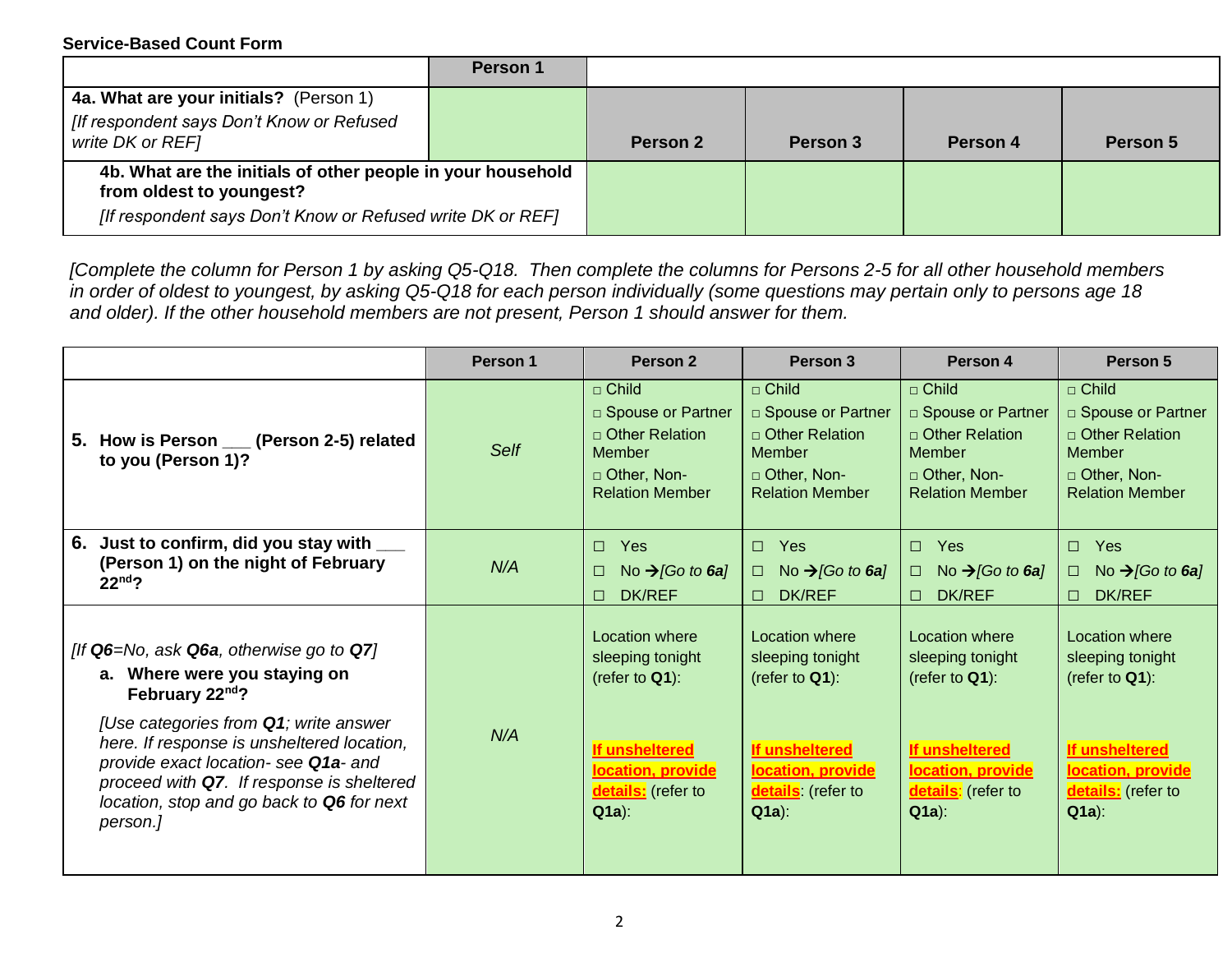**Service-Based Count Form**

| | Person 1 | | | | |
|---|---|---|---|---|---|
| **4a. What are your initials?** (Person 1)<br>*[If respondent says Don't Know or Refused write DK or REF]* | | **Person 2** | **Person 3** | **Person 4** | **Person 5** |
| **4b. What are the initials of other people in your household from oldest to youngest?**<br>*[If respondent says Don't Know or Refused write DK or REF]* | | | | | |

*[Complete the column for Person 1 by asking Q5-Q18. Then complete the columns for Persons 2-5 for all other household members in order of oldest to youngest, by asking Q5-Q18 for each person individually (some questions may pertain only to persons age 18 and older). If the other household members are not present, Person 1 should answer for them.*

| | Person 1 | Person 2 | Person 3 | Person 4 | Person 5 |
|---|---|---|---|---|---|
| **5. How is Person ___ (Person 2-5) related to you (Person 1)?** | *Self* | □ Child<br>□ Spouse or Partner<br>□ Other Relation Member<br>□ Other, Non-Relation Member | □ Child<br>□ Spouse or Partner<br>□ Other Relation Member<br>□ Other, Non-Relation Member | □ Child<br>□ Spouse or Partner<br>□ Other Relation Member<br>□ Other, Non-Relation Member | □ Child<br>□ Spouse or Partner<br>□ Other Relation Member<br>□ Other, Non-Relation Member |
| **6. Just to confirm, did you stay with ___ (Person 1) on the night of February 22nd?** | *N/A* | ☐ Yes<br>☐ No →*[Go to **6a**]*<br>☐ DK/REF | ☐ Yes<br>☐ No →*[Go to **6a**]*<br>☐ DK/REF | ☐ Yes<br>☐ No →*[Go to **6a**]*<br>☐ DK/REF | ☐ Yes<br>☐ No →*[Go to **6a**]*<br>☐ DK/REF |
| *[If **Q6**=No, ask **Q6a**, otherwise go to **Q7**]*<br>**a. Where were you staying on February 22nd?**<br>*[Use categories from **Q1**; write answer here. If response is unsheltered location, provide exact location- see **Q1a**- and proceed with **Q7**. If response is sheltered location, stop and go back to **Q6** for next person.]* | *N/A* | Location where sleeping tonight (refer to **Q1**):<br><br>**If unsheltered location, provide details:** (refer to **Q1a**): | Location where sleeping tonight (refer to **Q1**):<br><br>**If unsheltered location, provide details**: (refer to **Q1a**): | Location where sleeping tonight (refer to **Q1**):<br><br>**If unsheltered location, provide details**: (refer to **Q1a**): | Location where sleeping tonight (refer to **Q1**):<br><br>**If unsheltered location, provide details:** (refer to **Q1a**): |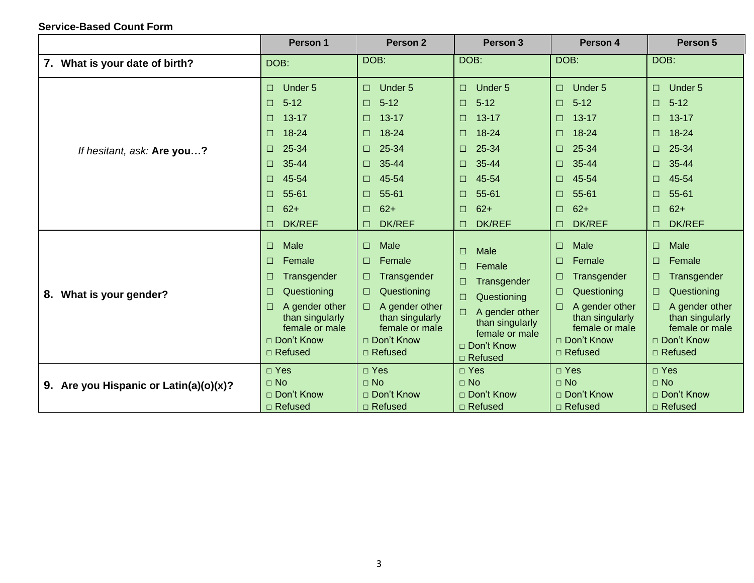**Service-Based Count Form**

| | Person 1 | Person 2 | Person 3 | Person 4 | Person 5 |
|---|---|---|---|---|---|
| **7. What is your date of birth?** | DOB: | DOB: | DOB: | DOB: | DOB: |
| *If hesitant, ask:* **Are you…?** | ☐ Under 5<br>☐ 5-12<br>☐ 13-17<br>☐ 18-24<br>☐ 25-34<br>☐ 35-44<br>☐ 45-54<br>☐ 55-61<br>☐ 62+<br>☐ DK/REF | ☐ Under 5<br>☐ 5-12<br>☐ 13-17<br>☐ 18-24<br>☐ 25-34<br>☐ 35-44<br>☐ 45-54<br>☐ 55-61<br>☐ 62+<br>☐ DK/REF | ☐ Under 5<br>☐ 5-12<br>☐ 13-17<br>☐ 18-24<br>☐ 25-34<br>☐ 35-44<br>☐ 45-54<br>☐ 55-61<br>☐ 62+<br>☐ DK/REF | ☐ Under 5<br>☐ 5-12<br>☐ 13-17<br>☐ 18-24<br>☐ 25-34<br>☐ 35-44<br>☐ 45-54<br>☐ 55-61<br>☐ 62+<br>☐ DK/REF | ☐ Under 5<br>☐ 5-12<br>☐ 13-17<br>☐ 18-24<br>☐ 25-34<br>☐ 35-44<br>☐ 45-54<br>☐ 55-61<br>☐ 62+<br>☐ DK/REF |
| **8. What is your gender?** | ☐ Male<br>☐ Female<br>☐ Transgender<br>☐ Questioning<br>☐ A gender other than singularly female or male<br>□ Don't Know<br>□ Refused | ☐ Male<br>☐ Female<br>☐ Transgender<br>☐ Questioning<br>☐ A gender other than singularly female or male<br>□ Don't Know<br>□ Refused | ☐ Male<br>☐ Female<br>☐ Transgender<br>☐ Questioning<br>☐ A gender other than singularly female or male<br>□ Don't Know<br>□ Refused | ☐ Male<br>☐ Female<br>☐ Transgender<br>☐ Questioning<br>☐ A gender other than singularly female or male<br>□ Don't Know<br>□ Refused | ☐ Male<br>☐ Female<br>☐ Transgender<br>☐ Questioning<br>☐ A gender other than singularly female or male<br>□ Don't Know<br>□ Refused |
| **9. Are you Hispanic or Latin(a)(o)(x)?** | □ Yes<br>□ No<br>□ Don't Know<br>□ Refused | □ Yes<br>□ No<br>□ Don't Know<br>□ Refused | □ Yes<br>□ No<br>□ Don't Know<br>□ Refused | □ Yes<br>□ No<br>□ Don't Know<br>□ Refused | □ Yes<br>□ No<br>□ Don't Know<br>□ Refused |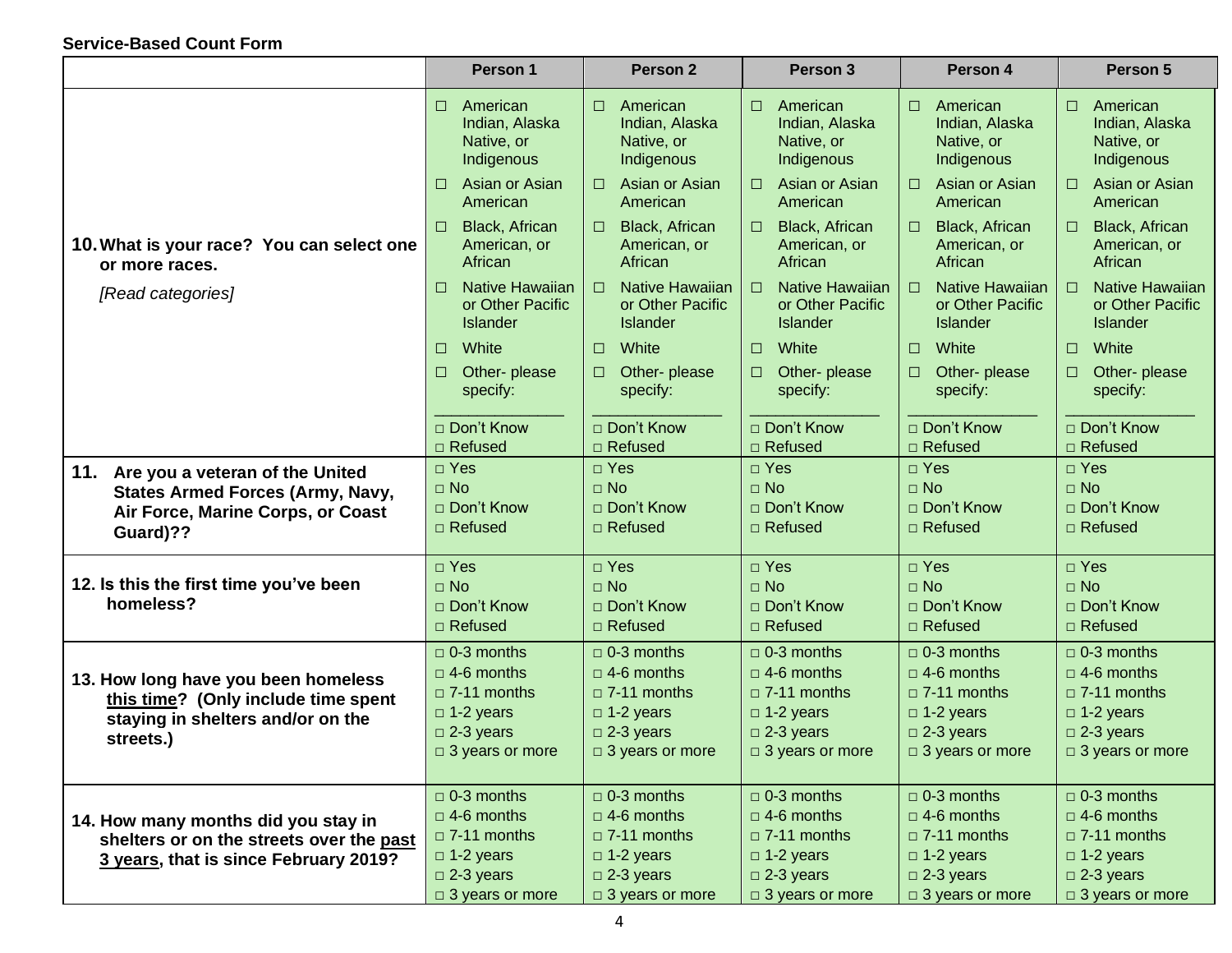**Service-Based Count Form**

| | Person 1 | Person 2 | Person 3 | Person 4 | Person 5 |
|---|---|---|---|---|---|
| **10. What is your race? You can select one or more races.** *[Read categories]* | ☐ American Indian, Alaska Native, or Indigenous<br>☐ Asian or Asian American<br>☐ Black, African American, or African<br>☐ Native Hawaiian or Other Pacific Islander<br>☐ White<br>☐ Other- please specify: ______________<br>□ Don't Know<br>□ Refused | ☐ American Indian, Alaska Native, or Indigenous<br>☐ Asian or Asian American<br>☐ Black, African American, or African<br>☐ Native Hawaiian or Other Pacific Islander<br>☐ White<br>☐ Other- please specify: ______________<br>□ Don't Know<br>□ Refused | ☐ American Indian, Alaska Native, or Indigenous<br>☐ Asian or Asian American<br>☐ Black, African American, or African<br>☐ Native Hawaiian or Other Pacific Islander<br>☐ White<br>☐ Other- please specify: ______________<br>□ Don't Know<br>□ Refused | ☐ American Indian, Alaska Native, or Indigenous<br>☐ Asian or Asian American<br>☐ Black, African American, or African<br>☐ Native Hawaiian or Other Pacific Islander<br>☐ White<br>☐ Other- please specify: ______________<br>□ Don't Know<br>□ Refused | ☐ American Indian, Alaska Native, or Indigenous<br>☐ Asian or Asian American<br>☐ Black, African American, or African<br>☐ Native Hawaiian or Other Pacific Islander<br>☐ White<br>☐ Other- please specify: ______________<br>□ Don't Know<br>□ Refused |
| **11. Are you a veteran of the United States Armed Forces (Army, Navy, Air Force, Marine Corps, or Coast Guard)??** | □ Yes<br>□ No<br>□ Don't Know<br>□ Refused | □ Yes<br>□ No<br>□ Don't Know<br>□ Refused | □ Yes<br>□ No<br>□ Don't Know<br>□ Refused | □ Yes<br>□ No<br>□ Don't Know<br>□ Refused | □ Yes<br>□ No<br>□ Don't Know<br>□ Refused |
| **12. Is this the first time you've been homeless?** | □ Yes<br>□ No<br>□ Don't Know<br>□ Refused | □ Yes<br>□ No<br>□ Don't Know<br>□ Refused | □ Yes<br>□ No<br>□ Don't Know<br>□ Refused | □ Yes<br>□ No<br>□ Don't Know<br>□ Refused | □ Yes<br>□ No<br>□ Don't Know<br>□ Refused |
| **13. How long have you been homeless <u>this time</u>? (Only include time spent staying in shelters and/or on the streets.)** | □ 0-3 months<br>□ 4-6 months<br>□ 7-11 months<br>□ 1-2 years<br>□ 2-3 years<br>□ 3 years or more | □ 0-3 months<br>□ 4-6 months<br>□ 7-11 months<br>□ 1-2 years<br>□ 2-3 years<br>□ 3 years or more | □ 0-3 months<br>□ 4-6 months<br>□ 7-11 months<br>□ 1-2 years<br>□ 2-3 years<br>□ 3 years or more | □ 0-3 months<br>□ 4-6 months<br>□ 7-11 months<br>□ 1-2 years<br>□ 2-3 years<br>□ 3 years or more | □ 0-3 months<br>□ 4-6 months<br>□ 7-11 months<br>□ 1-2 years<br>□ 2-3 years<br>□ 3 years or more |
| **14. How many months did you stay in shelters or on the streets over the <u>past 3 years</u>, that is since February 2019?** | □ 0-3 months<br>□ 4-6 months<br>□ 7-11 months<br>□ 1-2 years<br>□ 2-3 years<br>□ 3 years or more | □ 0-3 months<br>□ 4-6 months<br>□ 7-11 months<br>□ 1-2 years<br>□ 2-3 years<br>□ 3 years or more | □ 0-3 months<br>□ 4-6 months<br>□ 7-11 months<br>□ 1-2 years<br>□ 2-3 years<br>□ 3 years or more | □ 0-3 months<br>□ 4-6 months<br>□ 7-11 months<br>□ 1-2 years<br>□ 2-3 years<br>□ 3 years or more | □ 0-3 months<br>□ 4-6 months<br>□ 7-11 months<br>□ 1-2 years<br>□ 2-3 years<br>□ 3 years or more |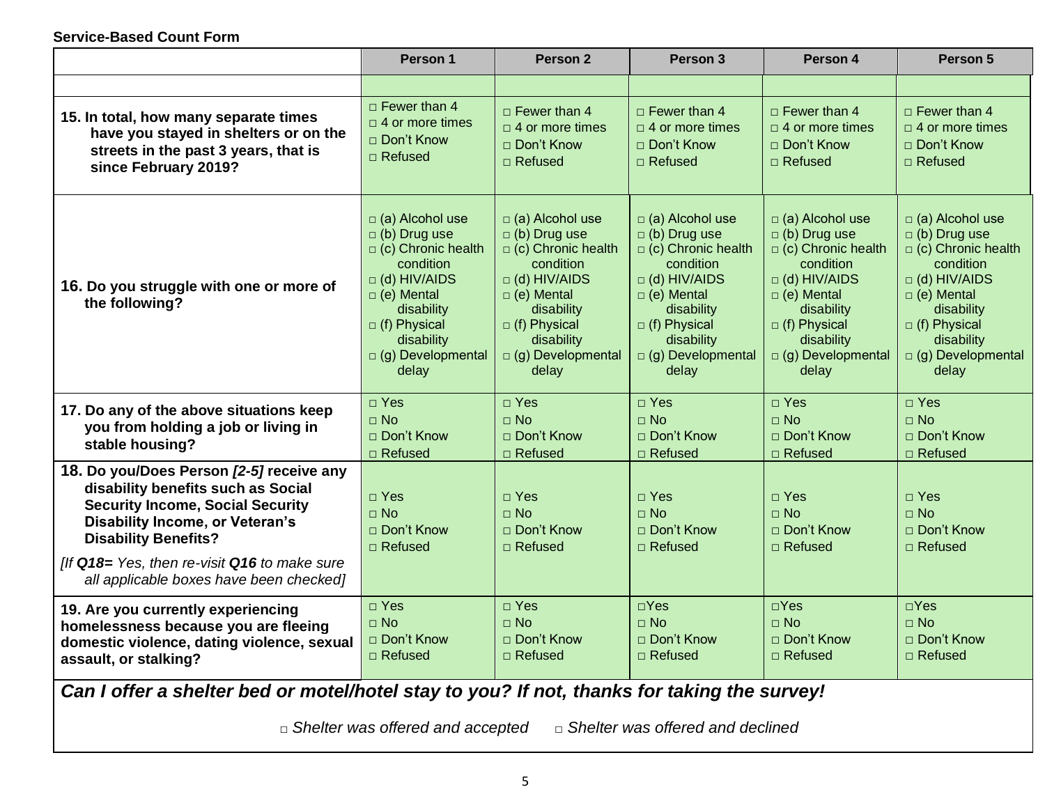**Service-Based Count Form**

| | Person 1 | Person 2 | Person 3 | Person 4 | Person 5 |
|---|---|---|---|---|---|
| | | | | | |
| **15. In total, how many separate times have you stayed in shelters or on the streets in the past 3 years, that is since February 2019?** | □ Fewer than 4<br>□ 4 or more times<br>□ Don't Know<br>□ Refused | □ Fewer than 4<br>□ 4 or more times<br>□ Don't Know<br>□ Refused | □ Fewer than 4<br>□ 4 or more times<br>□ Don't Know<br>□ Refused | □ Fewer than 4<br>□ 4 or more times<br>□ Don't Know<br>□ Refused | □ Fewer than 4<br>□ 4 or more times<br>□ Don't Know<br>□ Refused |
| **16. Do you struggle with one or more of the following?** | □ (a) Alcohol use<br>□ (b) Drug use<br>□ (c) Chronic health condition<br>□ (d) HIV/AIDS<br>□ (e) Mental disability<br>□ (f) Physical disability<br>□ (g) Developmental delay | □ (a) Alcohol use<br>□ (b) Drug use<br>□ (c) Chronic health condition<br>□ (d) HIV/AIDS<br>□ (e) Mental disability<br>□ (f) Physical disability<br>□ (g) Developmental delay | □ (a) Alcohol use<br>□ (b) Drug use<br>□ (c) Chronic health condition<br>□ (d) HIV/AIDS<br>□ (e) Mental disability<br>□ (f) Physical disability<br>□ (g) Developmental delay | □ (a) Alcohol use<br>□ (b) Drug use<br>□ (c) Chronic health condition<br>□ (d) HIV/AIDS<br>□ (e) Mental disability<br>□ (f) Physical disability<br>□ (g) Developmental delay | □ (a) Alcohol use<br>□ (b) Drug use<br>□ (c) Chronic health condition<br>□ (d) HIV/AIDS<br>□ (e) Mental disability<br>□ (f) Physical disability<br>□ (g) Developmental delay |
| **17. Do any of the above situations keep you from holding a job or living in stable housing?** | □ Yes<br>□ No<br>□ Don't Know<br>□ Refused | □ Yes<br>□ No<br>□ Don't Know<br>□ Refused | □ Yes<br>□ No<br>□ Don't Know<br>□ Refused | □ Yes<br>□ No<br>□ Don't Know<br>□ Refused | □ Yes<br>□ No<br>□ Don't Know<br>□ Refused |
| **18. Do you/Does Person *[2-5]* receive any disability benefits such as Social Security Income, Social Security Disability Income, or Veteran's Disability Benefits?**<br>*[If **Q18=** Yes, then re-visit **Q16** to make sure all applicable boxes have been checked]* | □ Yes<br>□ No<br>□ Don't Know<br>□ Refused | □ Yes<br>□ No<br>□ Don't Know<br>□ Refused | □ Yes<br>□ No<br>□ Don't Know<br>□ Refused | □ Yes<br>□ No<br>□ Don't Know<br>□ Refused | □ Yes<br>□ No<br>□ Don't Know<br>□ Refused |
| **19. Are you currently experiencing homelessness because you are fleeing domestic violence, dating violence, sexual assault, or stalking?** | □ Yes<br>□ No<br>□ Don't Know<br>□ Refused | □ Yes<br>□ No<br>□ Don't Know<br>□ Refused | □Yes<br>□ No<br>□ Don't Know<br>□ Refused | □Yes<br>□ No<br>□ Don't Know<br>□ Refused | □Yes<br>□ No<br>□ Don't Know<br>□ Refused |

***Can I offer a shelter bed or motel/hotel stay to you? If not, thanks for taking the survey!***

□ *Shelter was offered and accepted* □ *Shelter was offered and declined*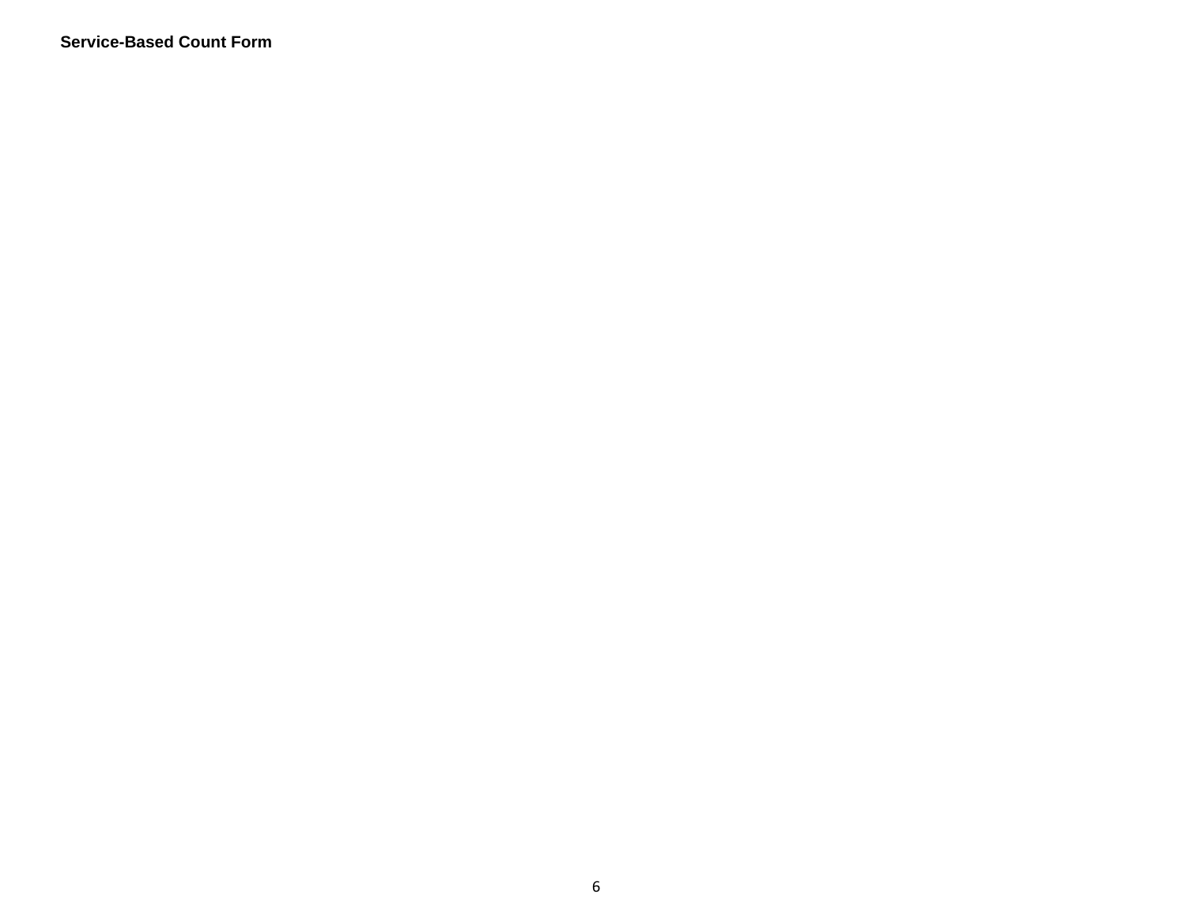**Service-Based Count Form**